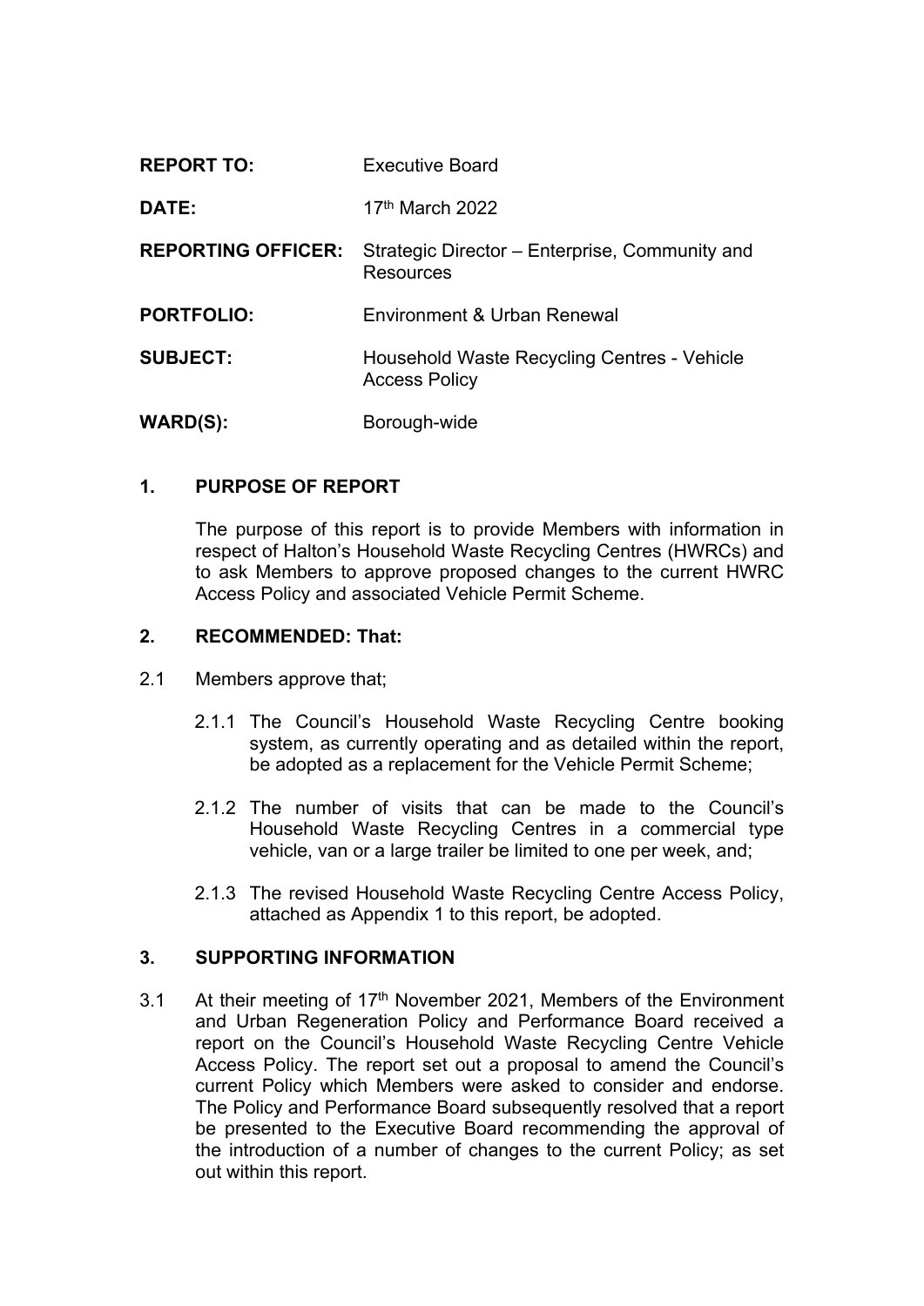| | |
|---|---|
| **REPORT TO:** | Executive Board |
| **DATE:** | 17th March 2022 |
| **REPORTING OFFICER:** | Strategic Director – Enterprise, Community and Resources |
| **PORTFOLIO:** | Environment & Urban Renewal |
| **SUBJECT:** | Household Waste Recycling Centres - Vehicle Access Policy |
| **WARD(S):** | Borough-wide |

## 1. PURPOSE OF REPORT

The purpose of this report is to provide Members with information in respect of Halton's Household Waste Recycling Centres (HWRCs) and to ask Members to approve proposed changes to the current HWRC Access Policy and associated Vehicle Permit Scheme.

## 2. RECOMMENDED: That:

2.1 Members approve that;

2.1.1 The Council's Household Waste Recycling Centre booking system, as currently operating and as detailed within the report, be adopted as a replacement for the Vehicle Permit Scheme;

2.1.2 The number of visits that can be made to the Council's Household Waste Recycling Centres in a commercial type vehicle, van or a large trailer be limited to one per week, and;

2.1.3 The revised Household Waste Recycling Centre Access Policy, attached as Appendix 1 to this report, be adopted.

## 3. SUPPORTING INFORMATION

3.1 At their meeting of 17th November 2021, Members of the Environment and Urban Regeneration Policy and Performance Board received a report on the Council's Household Waste Recycling Centre Vehicle Access Policy. The report set out a proposal to amend the Council's current Policy which Members were asked to consider and endorse. The Policy and Performance Board subsequently resolved that a report be presented to the Executive Board recommending the approval of the introduction of a number of changes to the current Policy; as set out within this report.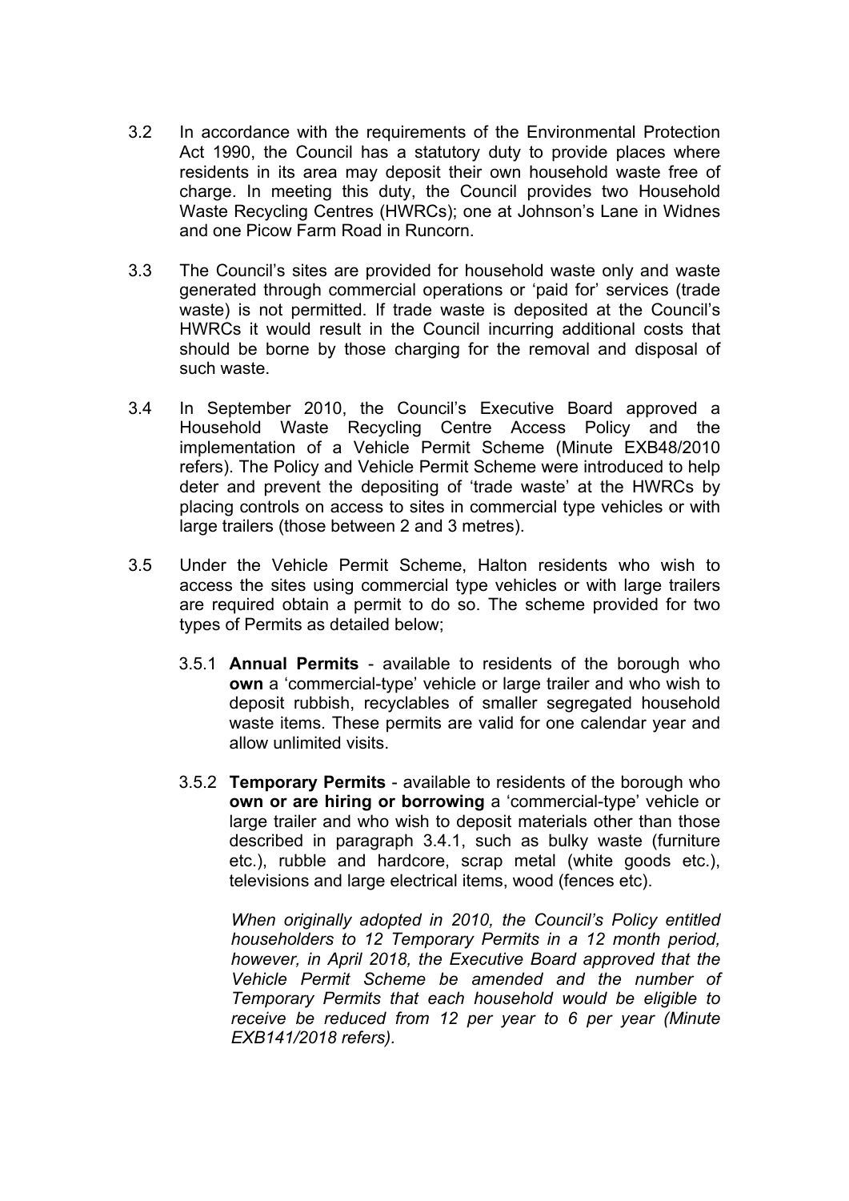3.2 In accordance with the requirements of the Environmental Protection Act 1990, the Council has a statutory duty to provide places where residents in its area may deposit their own household waste free of charge. In meeting this duty, the Council provides two Household Waste Recycling Centres (HWRCs); one at Johnson's Lane in Widnes and one Picow Farm Road in Runcorn.

3.3 The Council's sites are provided for household waste only and waste generated through commercial operations or 'paid for' services (trade waste) is not permitted. If trade waste is deposited at the Council's HWRCs it would result in the Council incurring additional costs that should be borne by those charging for the removal and disposal of such waste.

3.4 In September 2010, the Council's Executive Board approved a Household Waste Recycling Centre Access Policy and the implementation of a Vehicle Permit Scheme (Minute EXB48/2010 refers). The Policy and Vehicle Permit Scheme were introduced to help deter and prevent the depositing of 'trade waste' at the HWRCs by placing controls on access to sites in commercial type vehicles or with large trailers (those between 2 and 3 metres).

3.5 Under the Vehicle Permit Scheme, Halton residents who wish to access the sites using commercial type vehicles or with large trailers are required obtain a permit to do so. The scheme provided for two types of Permits as detailed below;

3.5.1 **Annual Permits** - available to residents of the borough who **own** a 'commercial-type' vehicle or large trailer and who wish to deposit rubbish, recyclables of smaller segregated household waste items. These permits are valid for one calendar year and allow unlimited visits.

3.5.2 **Temporary Permits** - available to residents of the borough who **own or are hiring or borrowing** a 'commercial-type' vehicle or large trailer and who wish to deposit materials other than those described in paragraph 3.4.1, such as bulky waste (furniture etc.), rubble and hardcore, scrap metal (white goods etc.), televisions and large electrical items, wood (fences etc).

*When originally adopted in 2010, the Council's Policy entitled householders to 12 Temporary Permits in a 12 month period, however, in April 2018, the Executive Board approved that the Vehicle Permit Scheme be amended and the number of Temporary Permits that each household would be eligible to receive be reduced from 12 per year to 6 per year (Minute EXB141/2018 refers).*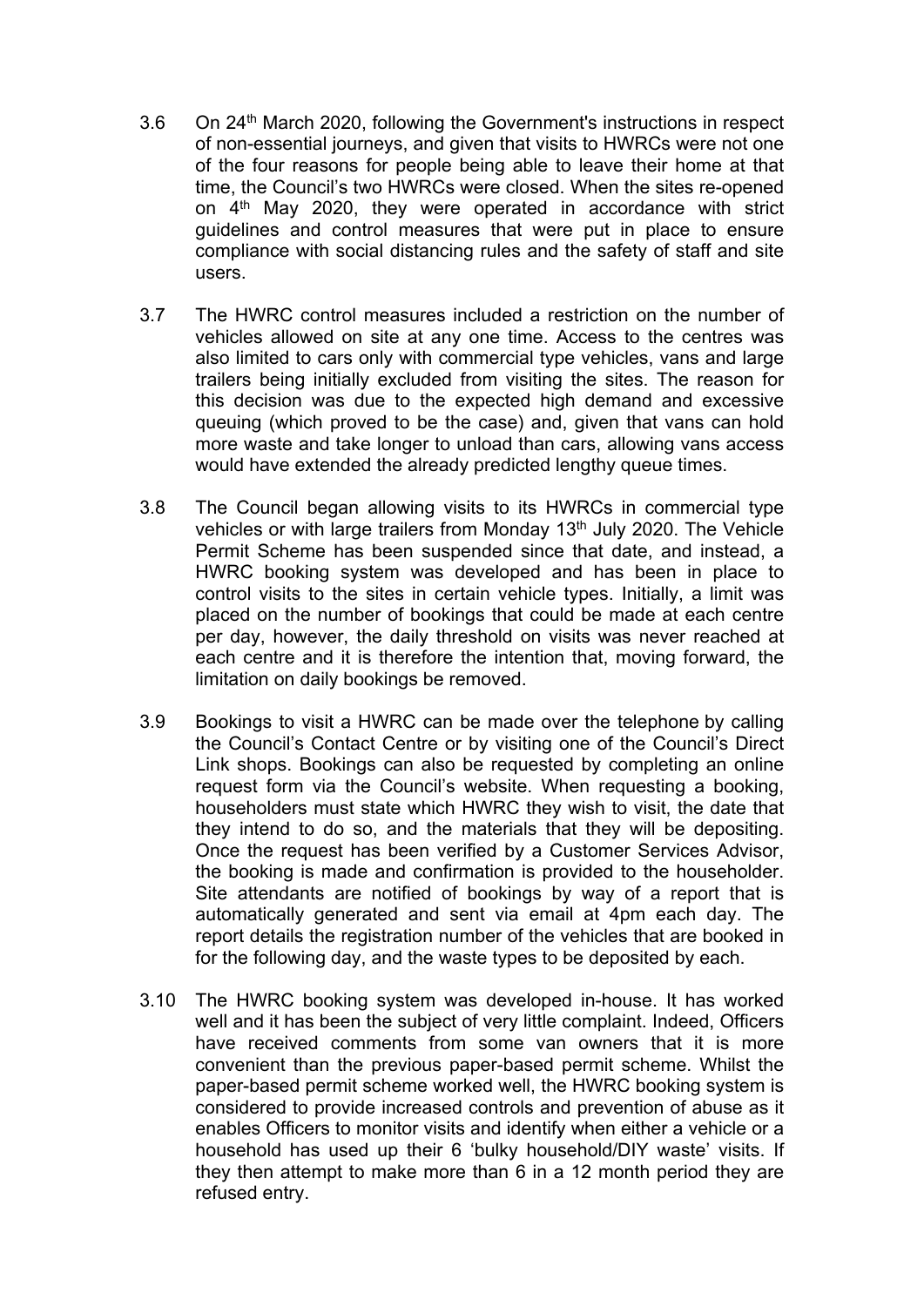3.6 On 24th March 2020, following the Government's instructions in respect of non-essential journeys, and given that visits to HWRCs were not one of the four reasons for people being able to leave their home at that time, the Council's two HWRCs were closed. When the sites re-opened on 4th May 2020, they were operated in accordance with strict guidelines and control measures that were put in place to ensure compliance with social distancing rules and the safety of staff and site users.

3.7 The HWRC control measures included a restriction on the number of vehicles allowed on site at any one time. Access to the centres was also limited to cars only with commercial type vehicles, vans and large trailers being initially excluded from visiting the sites. The reason for this decision was due to the expected high demand and excessive queuing (which proved to be the case) and, given that vans can hold more waste and take longer to unload than cars, allowing vans access would have extended the already predicted lengthy queue times.

3.8 The Council began allowing visits to its HWRCs in commercial type vehicles or with large trailers from Monday 13th July 2020. The Vehicle Permit Scheme has been suspended since that date, and instead, a HWRC booking system was developed and has been in place to control visits to the sites in certain vehicle types. Initially, a limit was placed on the number of bookings that could be made at each centre per day, however, the daily threshold on visits was never reached at each centre and it is therefore the intention that, moving forward, the limitation on daily bookings be removed.

3.9 Bookings to visit a HWRC can be made over the telephone by calling the Council's Contact Centre or by visiting one of the Council's Direct Link shops. Bookings can also be requested by completing an online request form via the Council's website. When requesting a booking, householders must state which HWRC they wish to visit, the date that they intend to do so, and the materials that they will be depositing. Once the request has been verified by a Customer Services Advisor, the booking is made and confirmation is provided to the householder. Site attendants are notified of bookings by way of a report that is automatically generated and sent via email at 4pm each day. The report details the registration number of the vehicles that are booked in for the following day, and the waste types to be deposited by each.

3.10 The HWRC booking system was developed in-house. It has worked well and it has been the subject of very little complaint. Indeed, Officers have received comments from some van owners that it is more convenient than the previous paper-based permit scheme. Whilst the paper-based permit scheme worked well, the HWRC booking system is considered to provide increased controls and prevention of abuse as it enables Officers to monitor visits and identify when either a vehicle or a household has used up their 6 'bulky household/DIY waste' visits. If they then attempt to make more than 6 in a 12 month period they are refused entry.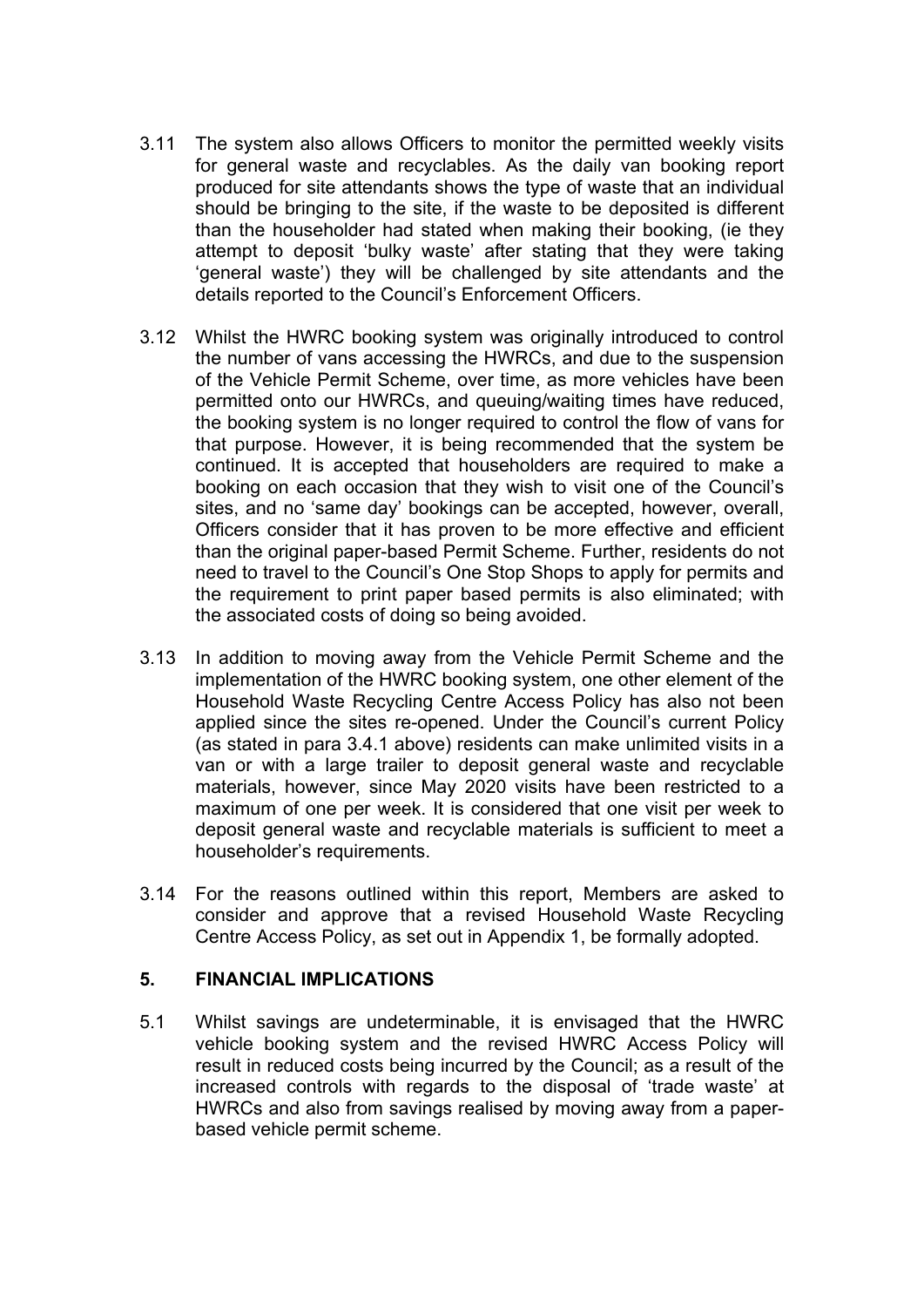3.11 The system also allows Officers to monitor the permitted weekly visits for general waste and recyclables. As the daily van booking report produced for site attendants shows the type of waste that an individual should be bringing to the site, if the waste to be deposited is different than the householder had stated when making their booking, (ie they attempt to deposit 'bulky waste' after stating that they were taking 'general waste') they will be challenged by site attendants and the details reported to the Council's Enforcement Officers.

3.12 Whilst the HWRC booking system was originally introduced to control the number of vans accessing the HWRCs, and due to the suspension of the Vehicle Permit Scheme, over time, as more vehicles have been permitted onto our HWRCs, and queuing/waiting times have reduced, the booking system is no longer required to control the flow of vans for that purpose. However, it is being recommended that the system be continued. It is accepted that householders are required to make a booking on each occasion that they wish to visit one of the Council's sites, and no 'same day' bookings can be accepted, however, overall, Officers consider that it has proven to be more effective and efficient than the original paper-based Permit Scheme. Further, residents do not need to travel to the Council's One Stop Shops to apply for permits and the requirement to print paper based permits is also eliminated; with the associated costs of doing so being avoided.

3.13 In addition to moving away from the Vehicle Permit Scheme and the implementation of the HWRC booking system, one other element of the Household Waste Recycling Centre Access Policy has also not been applied since the sites re-opened. Under the Council's current Policy (as stated in para 3.4.1 above) residents can make unlimited visits in a van or with a large trailer to deposit general waste and recyclable materials, however, since May 2020 visits have been restricted to a maximum of one per week. It is considered that one visit per week to deposit general waste and recyclable materials is sufficient to meet a householder's requirements.

3.14 For the reasons outlined within this report, Members are asked to consider and approve that a revised Household Waste Recycling Centre Access Policy, as set out in Appendix 1, be formally adopted.

## 5. FINANCIAL IMPLICATIONS

5.1 Whilst savings are undeterminable, it is envisaged that the HWRC vehicle booking system and the revised HWRC Access Policy will result in reduced costs being incurred by the Council; as a result of the increased controls with regards to the disposal of 'trade waste' at HWRCs and also from savings realised by moving away from a paper-based vehicle permit scheme.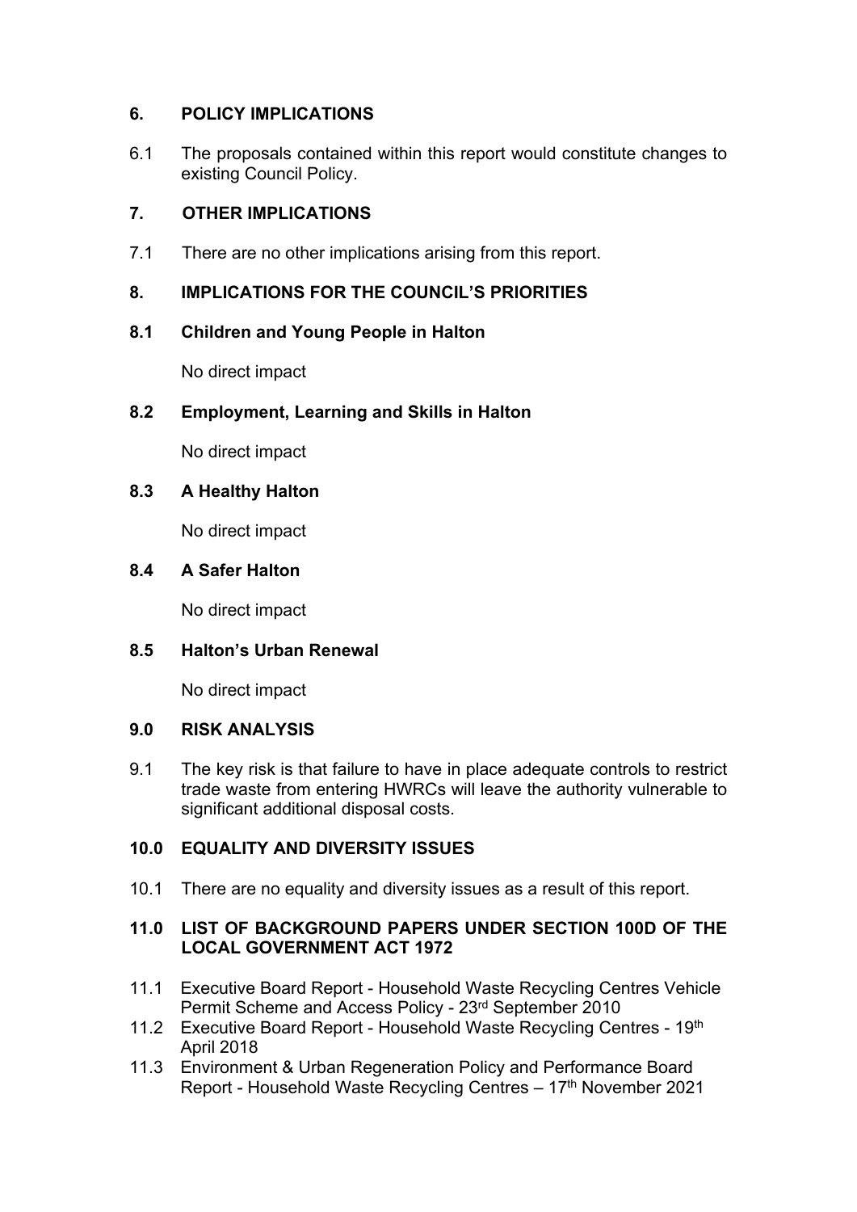## 6. POLICY IMPLICATIONS

6.1 The proposals contained within this report would constitute changes to existing Council Policy.

## 7. OTHER IMPLICATIONS

7.1 There are no other implications arising from this report.

## 8. IMPLICATIONS FOR THE COUNCIL'S PRIORITIES

### 8.1 Children and Young People in Halton

No direct impact

### 8.2 Employment, Learning and Skills in Halton

No direct impact

### 8.3 A Healthy Halton

No direct impact

### 8.4 A Safer Halton

No direct impact

### 8.5 Halton's Urban Renewal

No direct impact

## 9.0 RISK ANALYSIS

9.1 The key risk is that failure to have in place adequate controls to restrict trade waste from entering HWRCs will leave the authority vulnerable to significant additional disposal costs.

## 10.0 EQUALITY AND DIVERSITY ISSUES

10.1 There are no equality and diversity issues as a result of this report.

## 11.0 LIST OF BACKGROUND PAPERS UNDER SECTION 100D OF THE LOCAL GOVERNMENT ACT 1972

11.1 Executive Board Report - Household Waste Recycling Centres Vehicle Permit Scheme and Access Policy - 23rd September 2010

11.2 Executive Board Report - Household Waste Recycling Centres - 19th April 2018

11.3 Environment & Urban Regeneration Policy and Performance Board Report - Household Waste Recycling Centres – 17th November 2021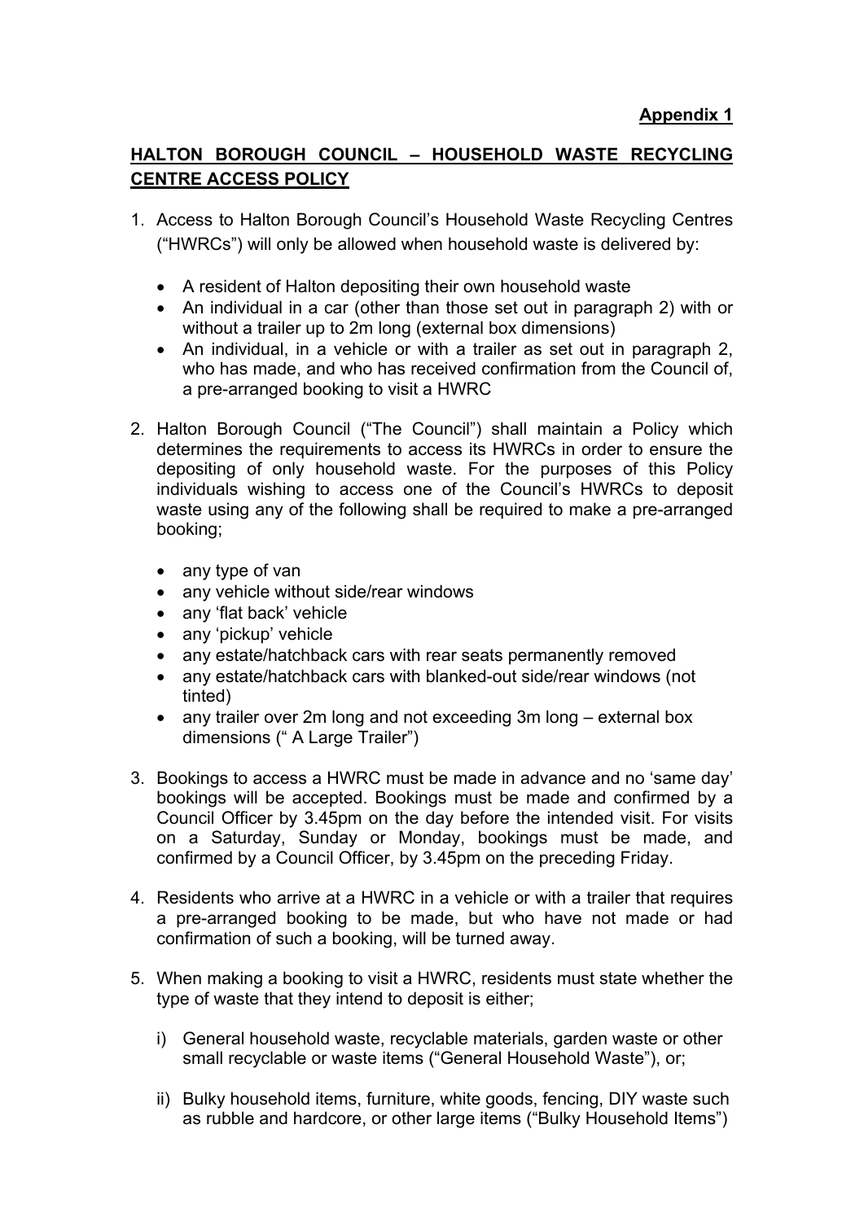**Appendix 1**

## HALTON BOROUGH COUNCIL – HOUSEHOLD WASTE RECYCLING CENTRE ACCESS POLICY

1. Access to Halton Borough Council's Household Waste Recycling Centres ("HWRCs") will only be allowed when household waste is delivered by:

   - A resident of Halton depositing their own household waste
   - An individual in a car (other than those set out in paragraph 2) with or without a trailer up to 2m long (external box dimensions)
   - An individual, in a vehicle or with a trailer as set out in paragraph 2, who has made, and who has received confirmation from the Council of, a pre-arranged booking to visit a HWRC

2. Halton Borough Council ("The Council") shall maintain a Policy which determines the requirements to access its HWRCs in order to ensure the depositing of only household waste. For the purposes of this Policy individuals wishing to access one of the Council's HWRCs to deposit waste using any of the following shall be required to make a pre-arranged booking;

   - any type of van
   - any vehicle without side/rear windows
   - any 'flat back' vehicle
   - any 'pickup' vehicle
   - any estate/hatchback cars with rear seats permanently removed
   - any estate/hatchback cars with blanked-out side/rear windows (not tinted)
   - any trailer over 2m long and not exceeding 3m long – external box dimensions (" A Large Trailer")

3. Bookings to access a HWRC must be made in advance and no 'same day' bookings will be accepted. Bookings must be made and confirmed by a Council Officer by 3.45pm on the day before the intended visit. For visits on a Saturday, Sunday or Monday, bookings must be made, and confirmed by a Council Officer, by 3.45pm on the preceding Friday.

4. Residents who arrive at a HWRC in a vehicle or with a trailer that requires a pre-arranged booking to be made, but who have not made or had confirmation of such a booking, will be turned away.

5. When making a booking to visit a HWRC, residents must state whether the type of waste that they intend to deposit is either;

   i) General household waste, recyclable materials, garden waste or other small recyclable or waste items ("General Household Waste"), or;

   ii) Bulky household items, furniture, white goods, fencing, DIY waste such as rubble and hardcore, or other large items ("Bulky Household Items")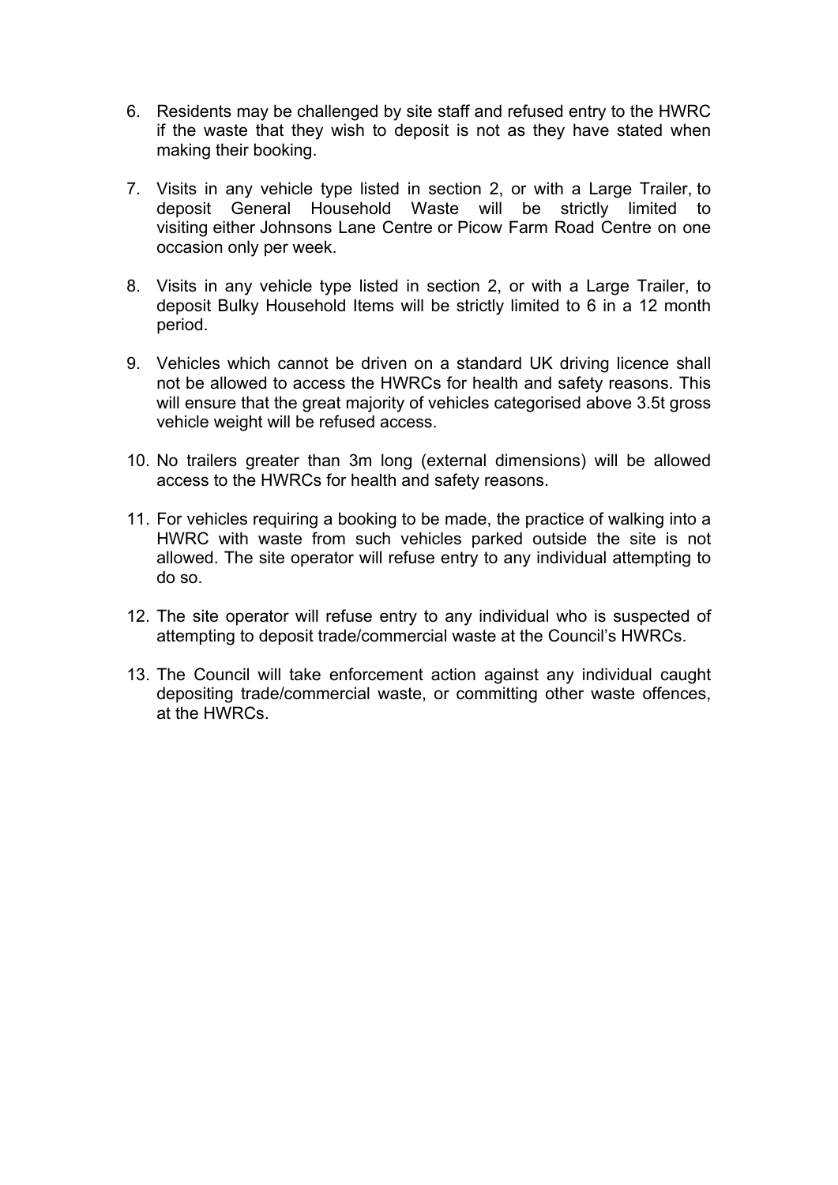6. Residents may be challenged by site staff and refused entry to the HWRC if the waste that they wish to deposit is not as they have stated when making their booking.

7. Visits in any vehicle type listed in section 2, or with a Large Trailer, to deposit General Household Waste will be strictly limited to visiting either Johnsons Lane Centre or Picow Farm Road Centre on one occasion only per week.

8. Visits in any vehicle type listed in section 2, or with a Large Trailer, to deposit Bulky Household Items will be strictly limited to 6 in a 12 month period.

9. Vehicles which cannot be driven on a standard UK driving licence shall not be allowed to access the HWRCs for health and safety reasons. This will ensure that the great majority of vehicles categorised above 3.5t gross vehicle weight will be refused access.

10. No trailers greater than 3m long (external dimensions) will be allowed access to the HWRCs for health and safety reasons.

11. For vehicles requiring a booking to be made, the practice of walking into a HWRC with waste from such vehicles parked outside the site is not allowed. The site operator will refuse entry to any individual attempting to do so.

12. The site operator will refuse entry to any individual who is suspected of attempting to deposit trade/commercial waste at the Council's HWRCs.

13. The Council will take enforcement action against any individual caught depositing trade/commercial waste, or committing other waste offences, at the HWRCs.